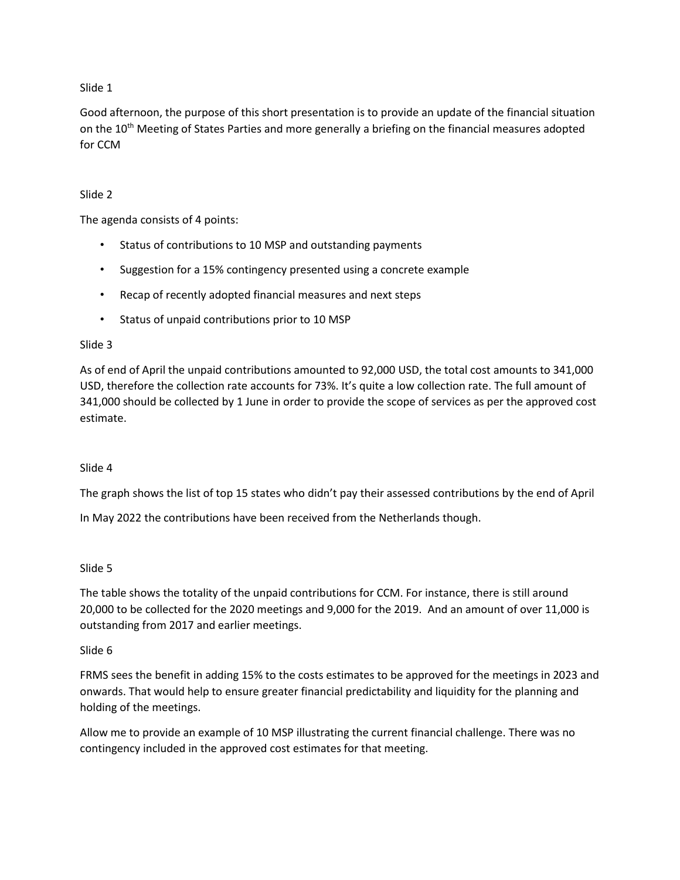Slide 1

Good afternoon, the purpose of this short presentation is to provide an update of the financial situation on the 10th Meeting of States Parties and more generally a briefing on the financial measures adopted for CCM

Slide 2

The agenda consists of 4 points:

- Status of contributions to 10 MSP and outstanding payments
- Suggestion for a 15% contingency presented using a concrete example
- Recap of recently adopted financial measures and next steps
- Status of unpaid contributions prior to 10 MSP

Slide 3

As of end of April the unpaid contributions amounted to 92,000 USD, the total cost amounts to 341,000 USD, therefore the collection rate accounts for 73%. It's quite a low collection rate. The full amount of 341,000 should be collected by 1 June in order to provide the scope of services as per the approved cost estimate.

Slide 4

The graph shows the list of top 15 states who didn't pay their assessed contributions by the end of April

In May 2022 the contributions have been received from the Netherlands though.

Slide 5

The table shows the totality of the unpaid contributions for CCM. For instance, there is still around 20,000 to be collected for the 2020 meetings and 9,000 for the 2019. And an amount of over 11,000 is outstanding from 2017 and earlier meetings.

Slide 6

FRMS sees the benefit in adding 15% to the costs estimates to be approved for the meetings in 2023 and onwards. That would help to ensure greater financial predictability and liquidity for the planning and holding of the meetings.

Allow me to provide an example of 10 MSP illustrating the current financial challenge. There was no contingency included in the approved cost estimates for that meeting.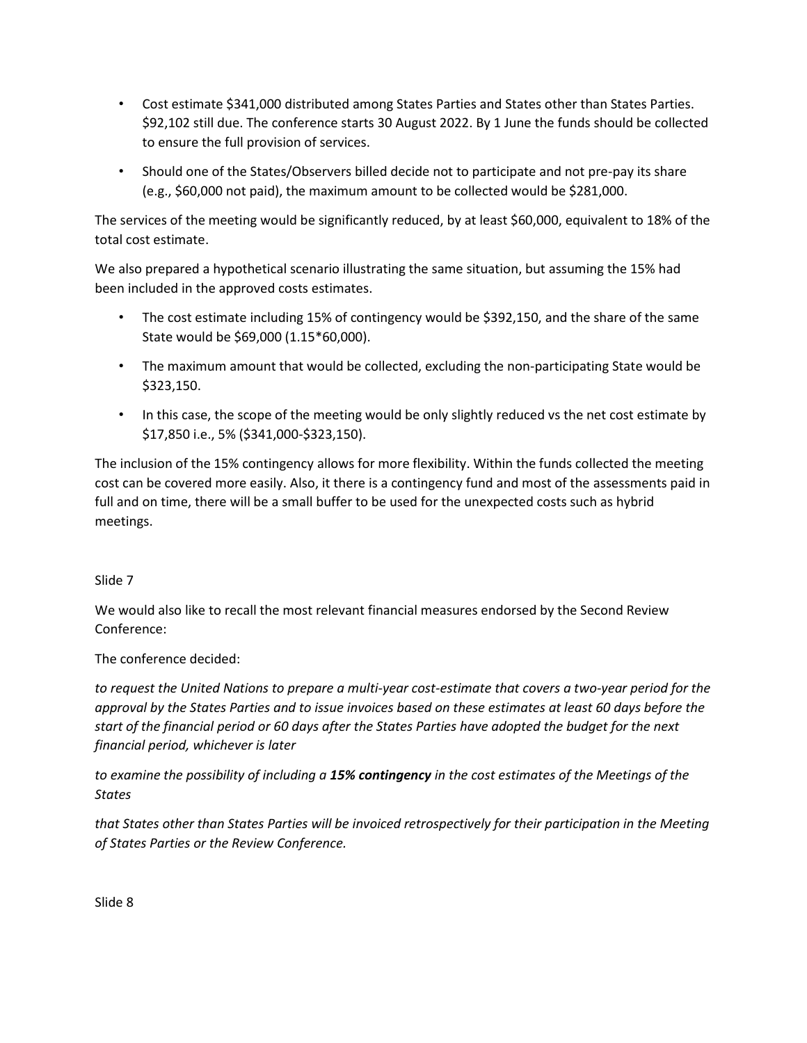- Cost estimate $341,000 distributed among States Parties and States other than States Parties. $92,102 still due. The conference starts 30 August 2022. By 1 June the funds should be collected to ensure the full provision of services.
- Should one of the States/Observers billed decide not to participate and not pre-pay its share (e.g., $60,000 not paid), the maximum amount to be collected would be $281,000.

The services of the meeting would be significantly reduced, by at least $60,000, equivalent to 18% of the total cost estimate.

We also prepared a hypothetical scenario illustrating the same situation, but assuming the 15% had been included in the approved costs estimates.

- The cost estimate including 15% of contingency would be $392,150, and the share of the same State would be $69,000 (1.15*60,000).
- The maximum amount that would be collected, excluding the non-participating State would be $323,150.
- In this case, the scope of the meeting would be only slightly reduced vs the net cost estimate by $17,850 i.e., 5% ($341,000-$323,150).

The inclusion of the 15% contingency allows for more flexibility. Within the funds collected the meeting cost can be covered more easily. Also, it there is a contingency fund and most of the assessments paid in full and on time, there will be a small buffer to be used for the unexpected costs such as hybrid meetings.

Slide 7

We would also like to recall the most relevant financial measures endorsed by the Second Review Conference:

The conference decided:

*to request the United Nations to prepare a multi-year cost-estimate that covers a two-year period for the approval by the States Parties and to issue invoices based on these estimates at least 60 days before the start of the financial period or 60 days after the States Parties have adopted the budget for the next financial period, whichever is later*

*to examine the possibility of including a* ***15% contingency*** *in the cost estimates of the Meetings of the States*

*that States other than States Parties will be invoiced retrospectively for their participation in the Meeting of States Parties or the Review Conference.*

Slide 8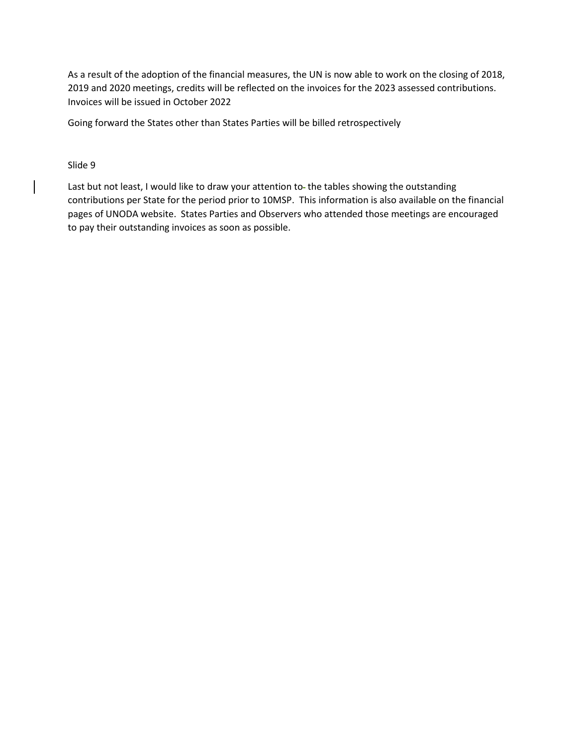As a result of the adoption of the financial measures, the UN is now able to work on the closing of 2018, 2019 and 2020 meetings, credits will be reflected on the invoices for the 2023 assessed contributions. Invoices will be issued in October 2022

Going forward the States other than States Parties will be billed retrospectively

Slide 9

Last but not least, I would like to draw your attention to the tables showing the outstanding contributions per State for the period prior to 10MSP. This information is also available on the financial pages of UNODA website. States Parties and Observers who attended those meetings are encouraged to pay their outstanding invoices as soon as possible.